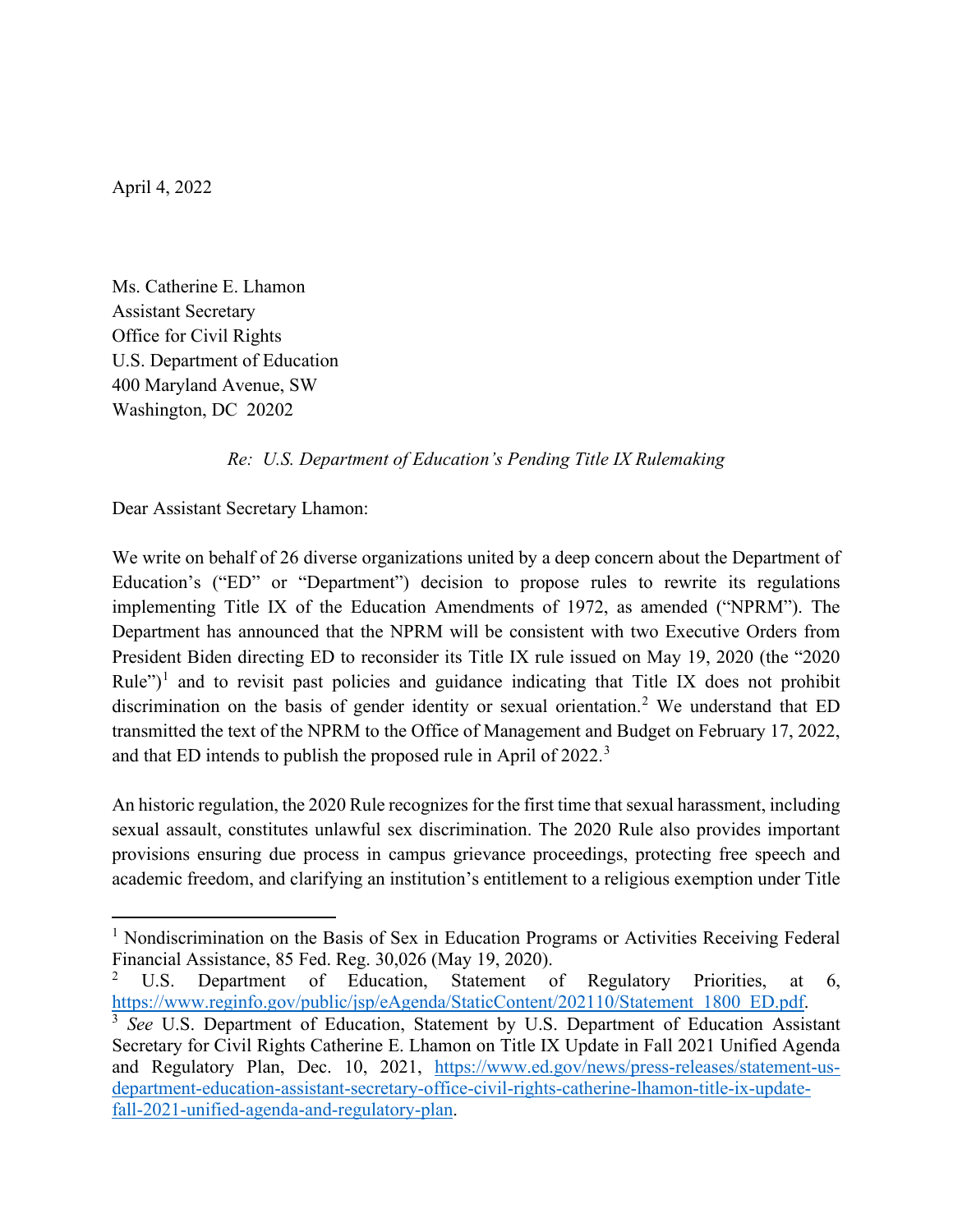April 4, 2022

Ms. Catherine E. Lhamon
Assistant Secretary
Office for Civil Rights
U.S. Department of Education
400 Maryland Avenue, SW
Washington, DC 20202

*Re: U.S. Department of Education's Pending Title IX Rulemaking*

Dear Assistant Secretary Lhamon:

We write on behalf of 26 diverse organizations united by a deep concern about the Department of Education's ("ED" or "Department") decision to propose rules to rewrite its regulations implementing Title IX of the Education Amendments of 1972, as amended ("NPRM"). The Department has announced that the NPRM will be consistent with two Executive Orders from President Biden directing ED to reconsider its Title IX rule issued on May 19, 2020 (the "2020 Rule")[1] and to revisit past policies and guidance indicating that Title IX does not prohibit discrimination on the basis of gender identity or sexual orientation.[2] We understand that ED transmitted the text of the NPRM to the Office of Management and Budget on February 17, 2022, and that ED intends to publish the proposed rule in April of 2022.[3]

An historic regulation, the 2020 Rule recognizes for the first time that sexual harassment, including sexual assault, constitutes unlawful sex discrimination. The 2020 Rule also provides important provisions ensuring due process in campus grievance proceedings, protecting free speech and academic freedom, and clarifying an institution's entitlement to a religious exemption under Title

---

[1] Nondiscrimination on the Basis of Sex in Education Programs or Activities Receiving Federal Financial Assistance, 85 Fed. Reg. 30,026 (May 19, 2020).

[2] U.S. Department of Education, Statement of Regulatory Priorities, at 6, https://www.reginfo.gov/public/jsp/eAgenda/StaticContent/202110/Statement_1800_ED.pdf.

[3] *See* U.S. Department of Education, Statement by U.S. Department of Education Assistant Secretary for Civil Rights Catherine E. Lhamon on Title IX Update in Fall 2021 Unified Agenda and Regulatory Plan, Dec. 10, 2021, https://www.ed.gov/news/press-releases/statement-us-department-education-assistant-secretary-office-civil-rights-catherine-lhamon-title-ix-update-fall-2021-unified-agenda-and-regulatory-plan.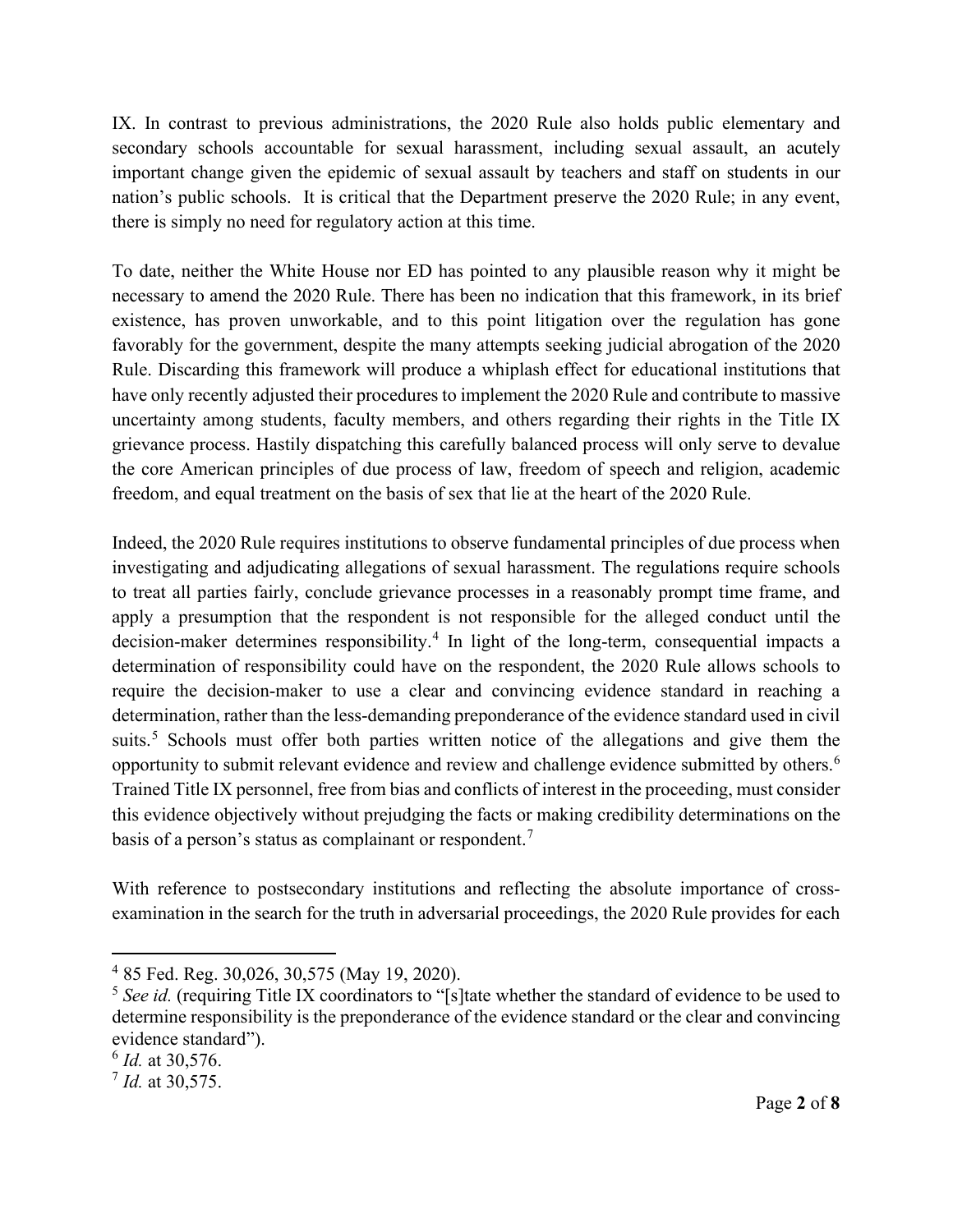IX. In contrast to previous administrations, the 2020 Rule also holds public elementary and secondary schools accountable for sexual harassment, including sexual assault, an acutely important change given the epidemic of sexual assault by teachers and staff on students in our nation's public schools. It is critical that the Department preserve the 2020 Rule; in any event, there is simply no need for regulatory action at this time.

To date, neither the White House nor ED has pointed to any plausible reason why it might be necessary to amend the 2020 Rule. There has been no indication that this framework, in its brief existence, has proven unworkable, and to this point litigation over the regulation has gone favorably for the government, despite the many attempts seeking judicial abrogation of the 2020 Rule. Discarding this framework will produce a whiplash effect for educational institutions that have only recently adjusted their procedures to implement the 2020 Rule and contribute to massive uncertainty among students, faculty members, and others regarding their rights in the Title IX grievance process. Hastily dispatching this carefully balanced process will only serve to devalue the core American principles of due process of law, freedom of speech and religion, academic freedom, and equal treatment on the basis of sex that lie at the heart of the 2020 Rule.

Indeed, the 2020 Rule requires institutions to observe fundamental principles of due process when investigating and adjudicating allegations of sexual harassment. The regulations require schools to treat all parties fairly, conclude grievance processes in a reasonably prompt time frame, and apply a presumption that the respondent is not responsible for the alleged conduct until the decision-maker determines responsibility.[4] In light of the long-term, consequential impacts a determination of responsibility could have on the respondent, the 2020 Rule allows schools to require the decision-maker to use a clear and convincing evidence standard in reaching a determination, rather than the less-demanding preponderance of the evidence standard used in civil suits.[5] Schools must offer both parties written notice of the allegations and give them the opportunity to submit relevant evidence and review and challenge evidence submitted by others.[6] Trained Title IX personnel, free from bias and conflicts of interest in the proceeding, must consider this evidence objectively without prejudging the facts or making credibility determinations on the basis of a person's status as complainant or respondent.[7]

With reference to postsecondary institutions and reflecting the absolute importance of cross-examination in the search for the truth in adversarial proceedings, the 2020 Rule provides for each

---

[4] 85 Fed. Reg. 30,026, 30,575 (May 19, 2020).

[5] *See id.* (requiring Title IX coordinators to "[s]tate whether the standard of evidence to be used to determine responsibility is the preponderance of the evidence standard or the clear and convincing evidence standard").

[6] *Id.* at 30,576.

[7] *Id.* at 30,575.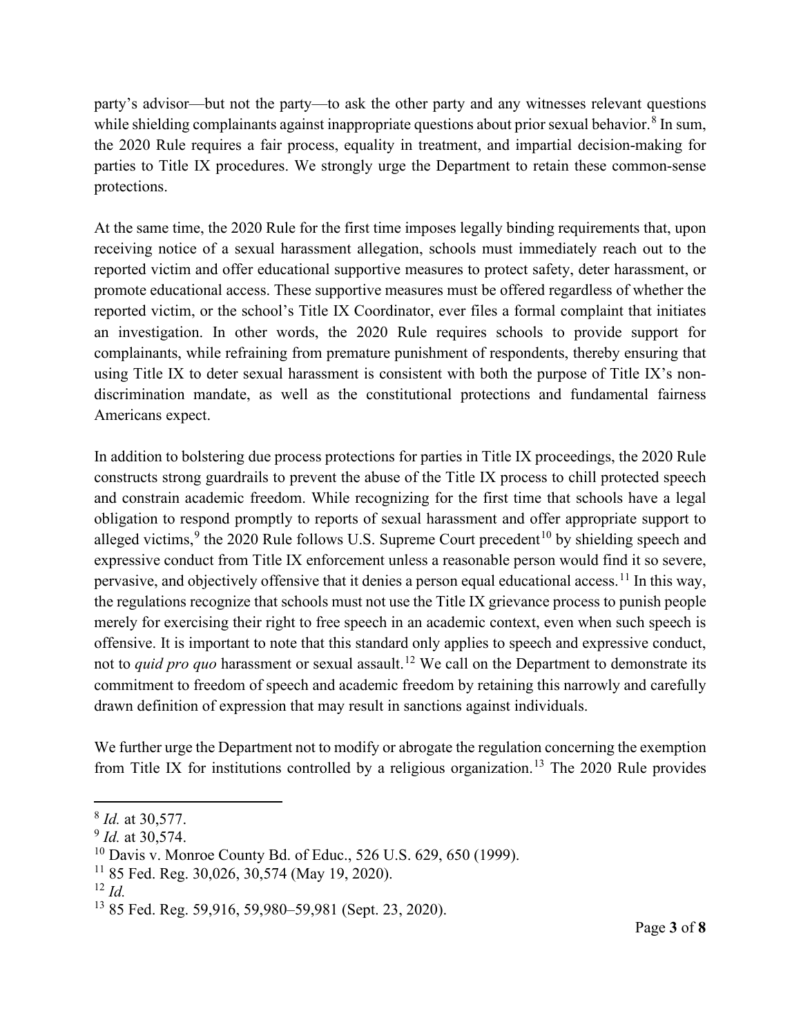party's advisor—but not the party—to ask the other party and any witnesses relevant questions while shielding complainants against inappropriate questions about prior sexual behavior.[8] In sum, the 2020 Rule requires a fair process, equality in treatment, and impartial decision-making for parties to Title IX procedures. We strongly urge the Department to retain these common-sense protections.

At the same time, the 2020 Rule for the first time imposes legally binding requirements that, upon receiving notice of a sexual harassment allegation, schools must immediately reach out to the reported victim and offer educational supportive measures to protect safety, deter harassment, or promote educational access. These supportive measures must be offered regardless of whether the reported victim, or the school's Title IX Coordinator, ever files a formal complaint that initiates an investigation. In other words, the 2020 Rule requires schools to provide support for complainants, while refraining from premature punishment of respondents, thereby ensuring that using Title IX to deter sexual harassment is consistent with both the purpose of Title IX's non-discrimination mandate, as well as the constitutional protections and fundamental fairness Americans expect.

In addition to bolstering due process protections for parties in Title IX proceedings, the 2020 Rule constructs strong guardrails to prevent the abuse of the Title IX process to chill protected speech and constrain academic freedom. While recognizing for the first time that schools have a legal obligation to respond promptly to reports of sexual harassment and offer appropriate support to alleged victims,[9] the 2020 Rule follows U.S. Supreme Court precedent[10] by shielding speech and expressive conduct from Title IX enforcement unless a reasonable person would find it so severe, pervasive, and objectively offensive that it denies a person equal educational access.[11] In this way, the regulations recognize that schools must not use the Title IX grievance process to punish people merely for exercising their right to free speech in an academic context, even when such speech is offensive. It is important to note that this standard only applies to speech and expressive conduct, not to *quid pro quo* harassment or sexual assault.[12] We call on the Department to demonstrate its commitment to freedom of speech and academic freedom by retaining this narrowly and carefully drawn definition of expression that may result in sanctions against individuals.

We further urge the Department not to modify or abrogate the regulation concerning the exemption from Title IX for institutions controlled by a religious organization.[13] The 2020 Rule provides

---

[8] *Id.* at 30,577.

[9] *Id.* at 30,574.

[10] Davis v. Monroe County Bd. of Educ., 526 U.S. 629, 650 (1999).

[11] 85 Fed. Reg. 30,026, 30,574 (May 19, 2020).

[12] *Id.*

[13] 85 Fed. Reg. 59,916, 59,980–59,981 (Sept. 23, 2020).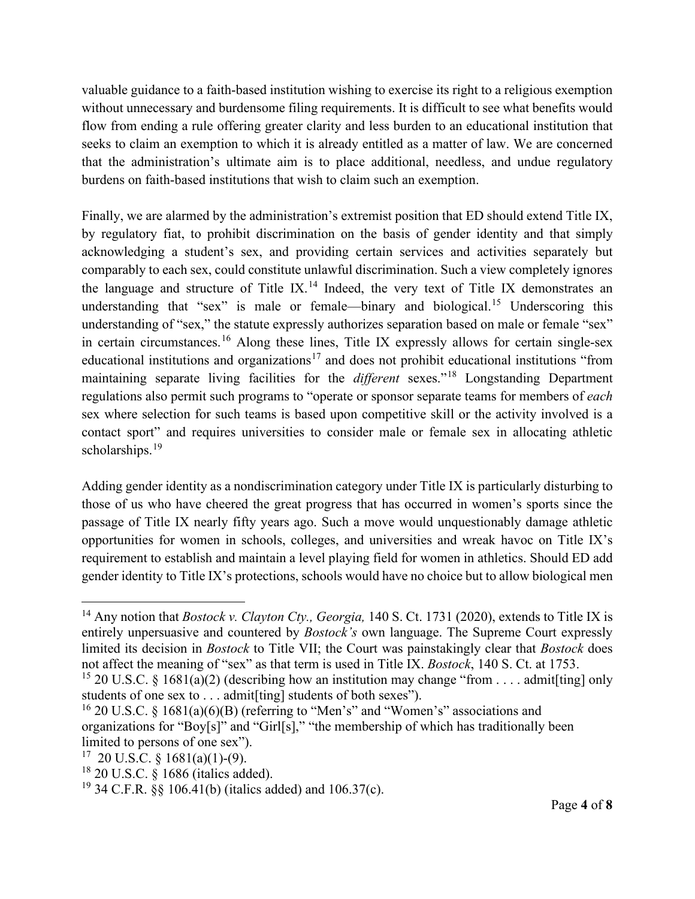valuable guidance to a faith-based institution wishing to exercise its right to a religious exemption without unnecessary and burdensome filing requirements. It is difficult to see what benefits would flow from ending a rule offering greater clarity and less burden to an educational institution that seeks to claim an exemption to which it is already entitled as a matter of law. We are concerned that the administration's ultimate aim is to place additional, needless, and undue regulatory burdens on faith-based institutions that wish to claim such an exemption.

Finally, we are alarmed by the administration's extremist position that ED should extend Title IX, by regulatory fiat, to prohibit discrimination on the basis of gender identity and that simply acknowledging a student's sex, and providing certain services and activities separately but comparably to each sex, could constitute unlawful discrimination. Such a view completely ignores the language and structure of Title IX.[14] Indeed, the very text of Title IX demonstrates an understanding that "sex" is male or female—binary and biological.[15] Underscoring this understanding of "sex," the statute expressly authorizes separation based on male or female "sex" in certain circumstances.[16] Along these lines, Title IX expressly allows for certain single-sex educational institutions and organizations[17] and does not prohibit educational institutions "from maintaining separate living facilities for the *different* sexes."[18] Longstanding Department regulations also permit such programs to "operate or sponsor separate teams for members of *each* sex where selection for such teams is based upon competitive skill or the activity involved is a contact sport" and requires universities to consider male or female sex in allocating athletic scholarships.[19]

Adding gender identity as a nondiscrimination category under Title IX is particularly disturbing to those of us who have cheered the great progress that has occurred in women's sports since the passage of Title IX nearly fifty years ago. Such a move would unquestionably damage athletic opportunities for women in schools, colleges, and universities and wreak havoc on Title IX's requirement to establish and maintain a level playing field for women in athletics. Should ED add gender identity to Title IX's protections, schools would have no choice but to allow biological men

---

[14] Any notion that *Bostock v. Clayton Cty., Georgia,* 140 S. Ct. 1731 (2020), extends to Title IX is entirely unpersuasive and countered by *Bostock's* own language. The Supreme Court expressly limited its decision in *Bostock* to Title VII; the Court was painstakingly clear that *Bostock* does not affect the meaning of "sex" as that term is used in Title IX. *Bostock*, 140 S. Ct. at 1753.

[15] 20 U.S.C. § 1681(a)(2) (describing how an institution may change "from . . . . admit[ting] only students of one sex to . . . admit[ting] students of both sexes").

[16] 20 U.S.C. § 1681(a)(6)(B) (referring to "Men's" and "Women's" associations and organizations for "Boy[s]" and "Girl[s]," "the membership of which has traditionally been limited to persons of one sex").

[17] 20 U.S.C. § 1681(a)(1)-(9).

[18] 20 U.S.C. § 1686 (italics added).

[19] 34 C.F.R. §§ 106.41(b) (italics added) and 106.37(c).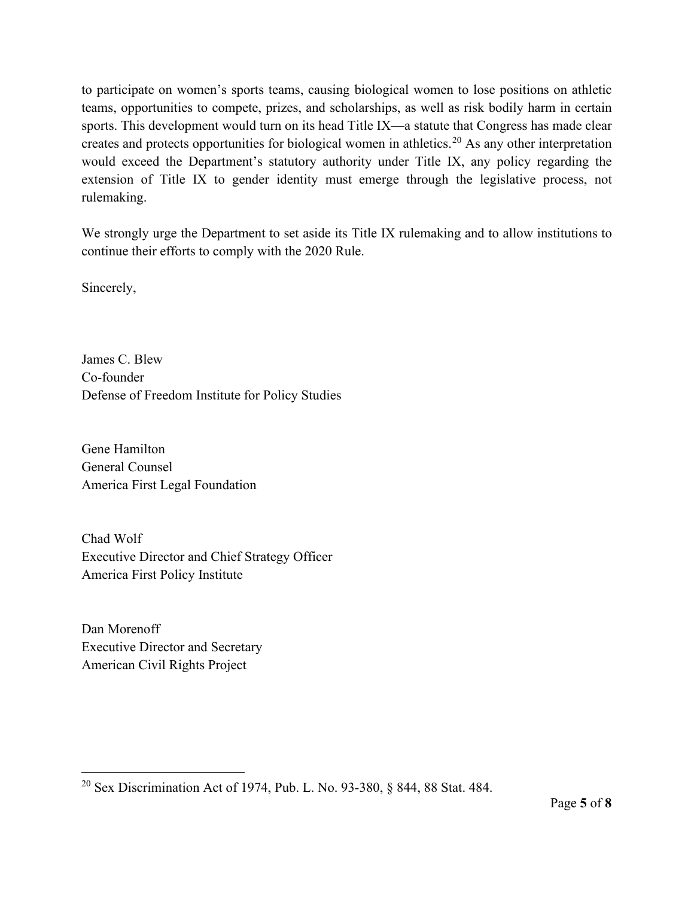to participate on women's sports teams, causing biological women to lose positions on athletic teams, opportunities to compete, prizes, and scholarships, as well as risk bodily harm in certain sports. This development would turn on its head Title IX—a statute that Congress has made clear creates and protects opportunities for biological women in athletics.[20] As any other interpretation would exceed the Department's statutory authority under Title IX, any policy regarding the extension of Title IX to gender identity must emerge through the legislative process, not rulemaking.

We strongly urge the Department to set aside its Title IX rulemaking and to allow institutions to continue their efforts to comply with the 2020 Rule.

Sincerely,

James C. Blew
Co-founder
Defense of Freedom Institute for Policy Studies

Gene Hamilton
General Counsel
America First Legal Foundation

Chad Wolf
Executive Director and Chief Strategy Officer
America First Policy Institute

Dan Morenoff
Executive Director and Secretary
American Civil Rights Project

---

[20] Sex Discrimination Act of 1974, Pub. L. No. 93-380, § 844, 88 Stat. 484.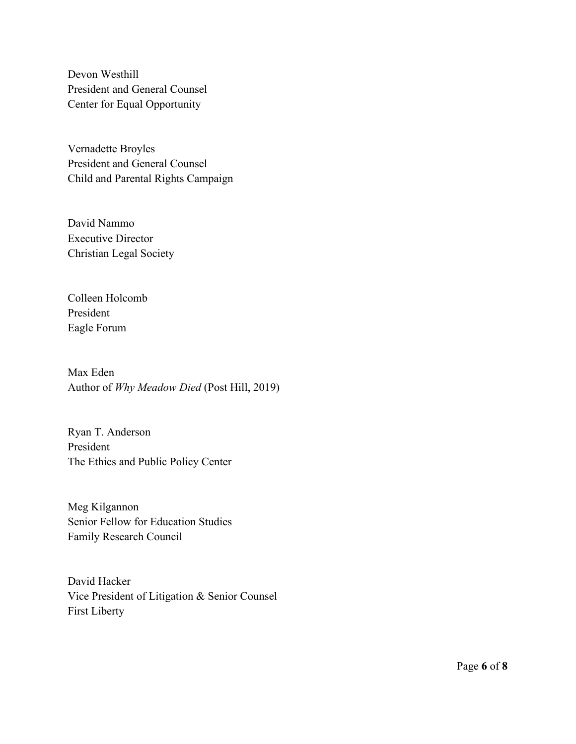Devon Westhill
President and General Counsel
Center for Equal Opportunity

Vernadette Broyles
President and General Counsel
Child and Parental Rights Campaign

David Nammo
Executive Director
Christian Legal Society

Colleen Holcomb
President
Eagle Forum

Max Eden
Author of *Why Meadow Died* (Post Hill, 2019)

Ryan T. Anderson
President
The Ethics and Public Policy Center

Meg Kilgannon
Senior Fellow for Education Studies
Family Research Council

David Hacker
Vice President of Litigation & Senior Counsel
First Liberty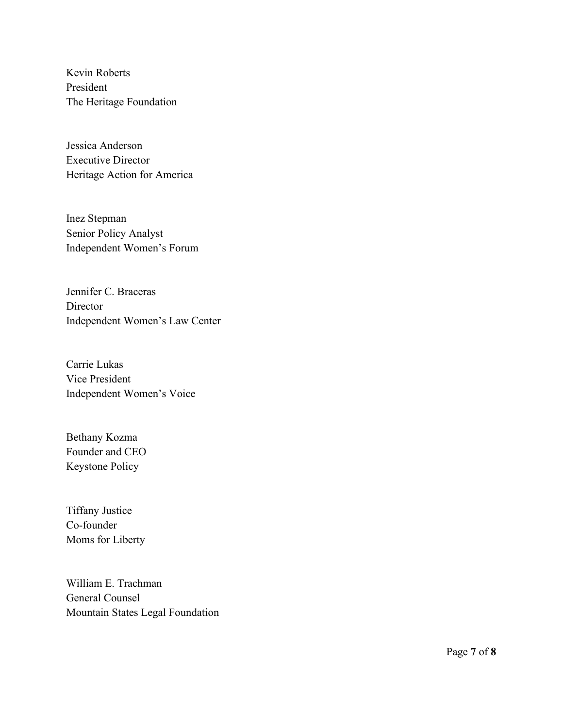Kevin Roberts
President
The Heritage Foundation

Jessica Anderson
Executive Director
Heritage Action for America

Inez Stepman
Senior Policy Analyst
Independent Women's Forum

Jennifer C. Braceras
Director
Independent Women's Law Center

Carrie Lukas
Vice President
Independent Women's Voice

Bethany Kozma
Founder and CEO
Keystone Policy

Tiffany Justice
Co-founder
Moms for Liberty

William E. Trachman
General Counsel
Mountain States Legal Foundation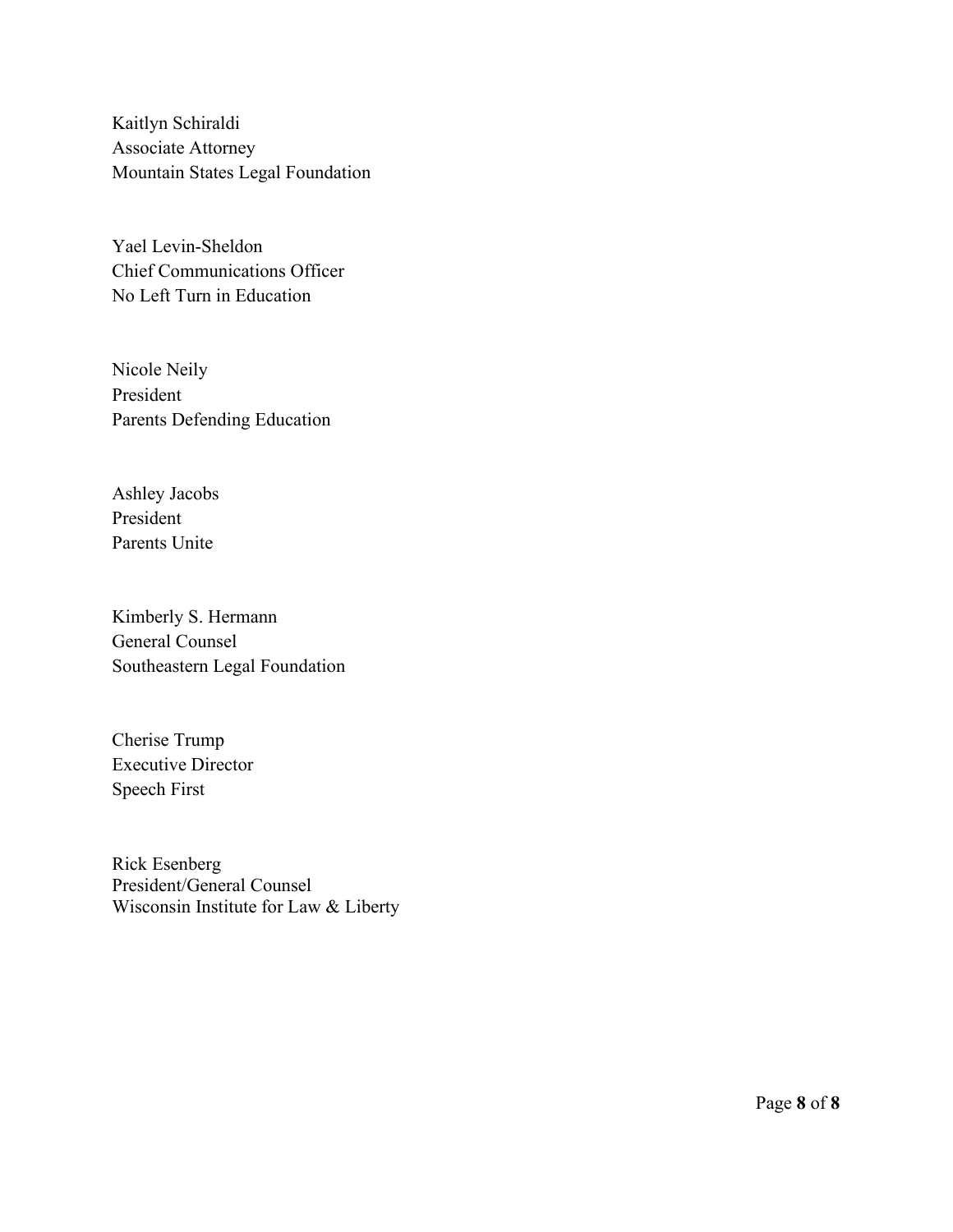Kaitlyn Schiraldi
Associate Attorney
Mountain States Legal Foundation

Yael Levin-Sheldon
Chief Communications Officer
No Left Turn in Education

Nicole Neily
President
Parents Defending Education

Ashley Jacobs
President
Parents Unite

Kimberly S. Hermann
General Counsel
Southeastern Legal Foundation

Cherise Trump
Executive Director
Speech First

Rick Esenberg
President/General Counsel
Wisconsin Institute for Law & Liberty